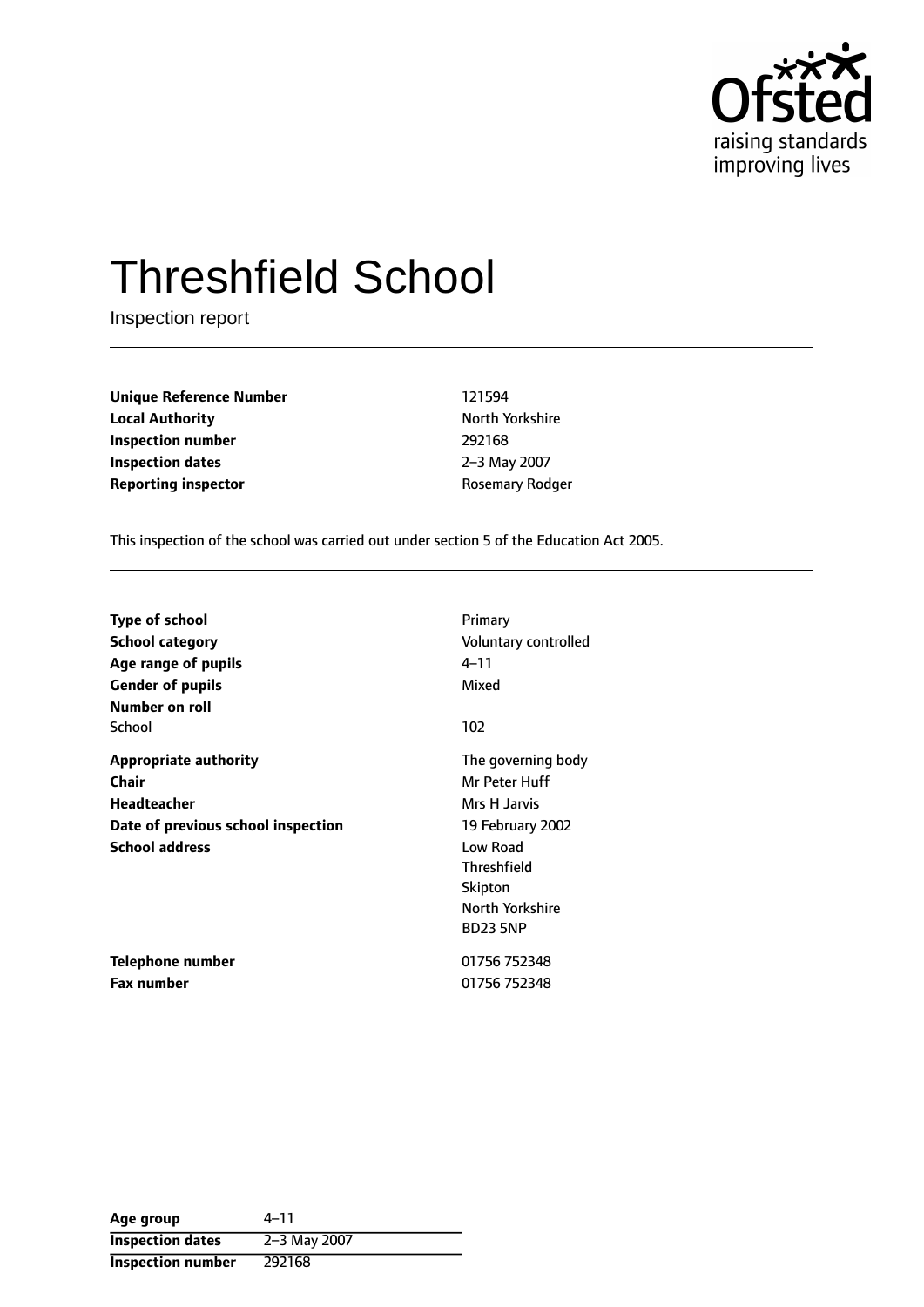Ofsted
raising standards
improving lives

# Threshfield School

Inspection report

| | |
|---|---|
| **Unique Reference Number** | 121594 |
| **Local Authority** | North Yorkshire |
| **Inspection number** | 292168 |
| **Inspection dates** | 2–3 May 2007 |
| **Reporting inspector** | Rosemary Rodger |

This inspection of the school was carried out under section 5 of the Education Act 2005.

| | |
|---|---|
| **Type of school** | Primary |
| **School category** | Voluntary controlled |
| **Age range of pupils** | 4–11 |
| **Gender of pupils** | Mixed |
| **Number on roll** | |
| School | 102 |
| **Appropriate authority** | The governing body |
| **Chair** | Mr Peter Huff |
| **Headteacher** | Mrs H Jarvis |
| **Date of previous school inspection** | 19 February 2002 |
| **School address** | Low Road<br>Threshfield<br>Skipton<br>North Yorkshire<br>BD23 5NP |
| **Telephone number** | 01756 752348 |
| **Fax number** | 01756 752348 |

| | |
|---|---|
| **Age group** | 4–11 |
| **Inspection dates** | 2–3 May 2007 |
| **Inspection number** | 292168 |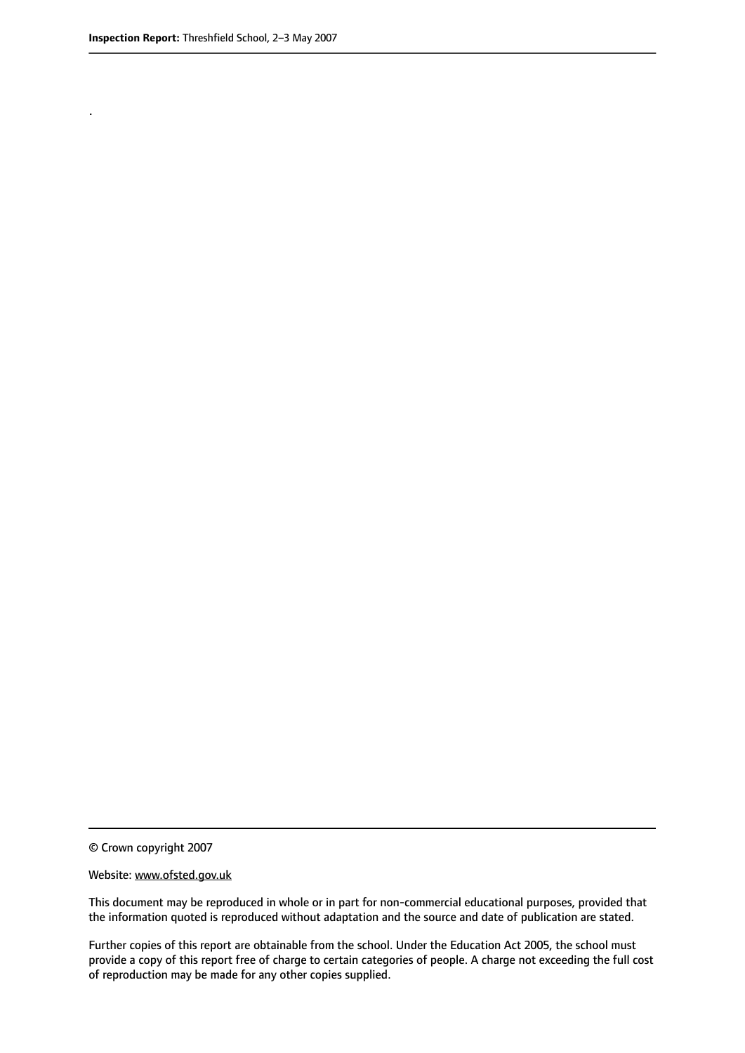.

© Crown copyright 2007

Website: www.ofsted.gov.uk

This document may be reproduced in whole or in part for non-commercial educational purposes, provided that the information quoted is reproduced without adaptation and the source and date of publication are stated.

Further copies of this report are obtainable from the school. Under the Education Act 2005, the school must provide a copy of this report free of charge to certain categories of people. A charge not exceeding the full cost of reproduction may be made for any other copies supplied.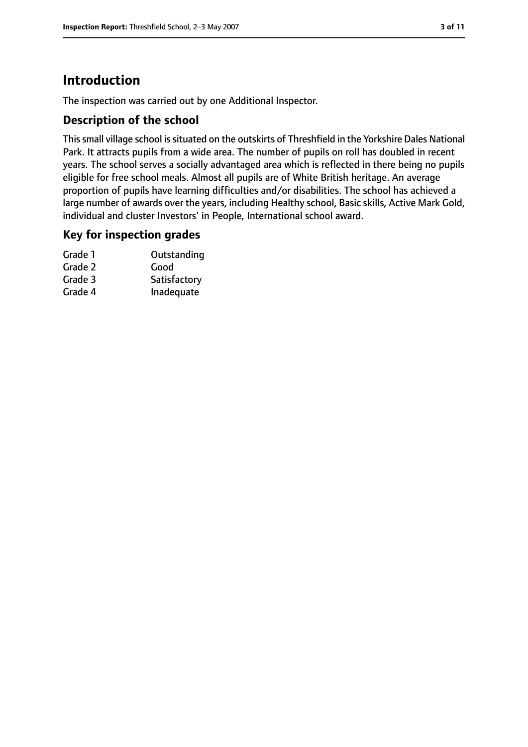# Introduction

The inspection was carried out by one Additional Inspector.

## Description of the school

This small village school is situated on the outskirts of Threshfield in the Yorkshire Dales National Park. It attracts pupils from a wide area. The number of pupils on roll has doubled in recent years. The school serves a socially advantaged area which is reflected in there being no pupils eligible for free school meals. Almost all pupils are of White British heritage. An average proportion of pupils have learning difficulties and/or disabilities. The school has achieved a large number of awards over the years, including Healthy school, Basic skills, Active Mark Gold, individual and cluster Investors' in People, International school award.

## Key for inspection grades

| | |
|---|---|
| Grade 1 | Outstanding |
| Grade 2 | Good |
| Grade 3 | Satisfactory |
| Grade 4 | Inadequate |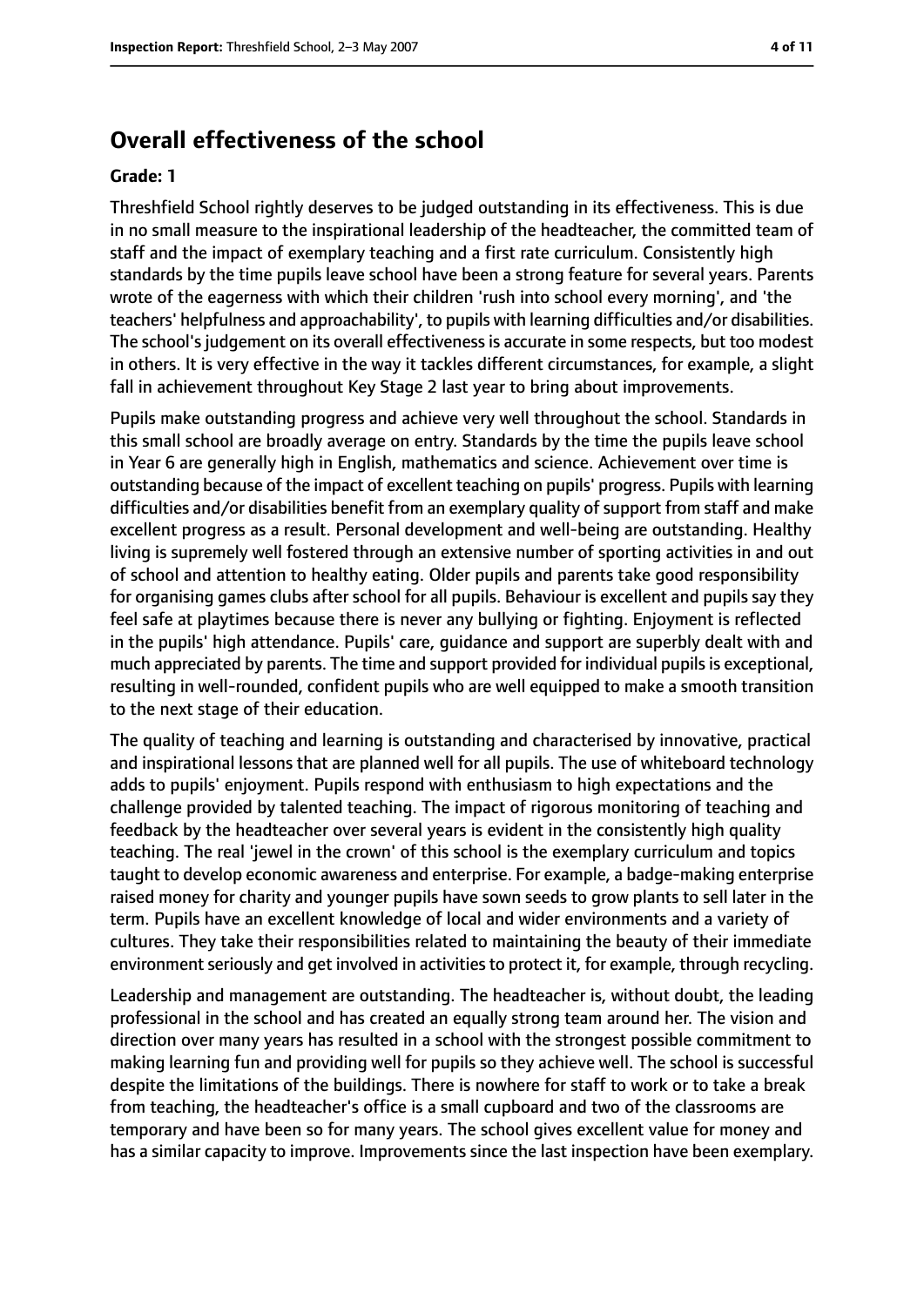## Overall effectiveness of the school

**Grade: 1**

Threshfield School rightly deserves to be judged outstanding in its effectiveness. This is due in no small measure to the inspirational leadership of the headteacher, the committed team of staff and the impact of exemplary teaching and a first rate curriculum. Consistently high standards by the time pupils leave school have been a strong feature for several years. Parents wrote of the eagerness with which their children 'rush into school every morning', and 'the teachers' helpfulness and approachability', to pupils with learning difficulties and/or disabilities. The school's judgement on its overall effectiveness is accurate in some respects, but too modest in others. It is very effective in the way it tackles different circumstances, for example, a slight fall in achievement throughout Key Stage 2 last year to bring about improvements.

Pupils make outstanding progress and achieve very well throughout the school. Standards in this small school are broadly average on entry. Standards by the time the pupils leave school in Year 6 are generally high in English, mathematics and science. Achievement over time is outstanding because of the impact of excellent teaching on pupils' progress. Pupils with learning difficulties and/or disabilities benefit from an exemplary quality of support from staff and make excellent progress as a result. Personal development and well-being are outstanding. Healthy living is supremely well fostered through an extensive number of sporting activities in and out of school and attention to healthy eating. Older pupils and parents take good responsibility for organising games clubs after school for all pupils. Behaviour is excellent and pupils say they feel safe at playtimes because there is never any bullying or fighting. Enjoyment is reflected in the pupils' high attendance. Pupils' care, guidance and support are superbly dealt with and much appreciated by parents. The time and support provided for individual pupils is exceptional, resulting in well-rounded, confident pupils who are well equipped to make a smooth transition to the next stage of their education.

The quality of teaching and learning is outstanding and characterised by innovative, practical and inspirational lessons that are planned well for all pupils. The use of whiteboard technology adds to pupils' enjoyment. Pupils respond with enthusiasm to high expectations and the challenge provided by talented teaching. The impact of rigorous monitoring of teaching and feedback by the headteacher over several years is evident in the consistently high quality teaching. The real 'jewel in the crown' of this school is the exemplary curriculum and topics taught to develop economic awareness and enterprise. For example, a badge-making enterprise raised money for charity and younger pupils have sown seeds to grow plants to sell later in the term. Pupils have an excellent knowledge of local and wider environments and a variety of cultures. They take their responsibilities related to maintaining the beauty of their immediate environment seriously and get involved in activities to protect it, for example, through recycling.

Leadership and management are outstanding. The headteacher is, without doubt, the leading professional in the school and has created an equally strong team around her. The vision and direction over many years has resulted in a school with the strongest possible commitment to making learning fun and providing well for pupils so they achieve well. The school is successful despite the limitations of the buildings. There is nowhere for staff to work or to take a break from teaching, the headteacher's office is a small cupboard and two of the classrooms are temporary and have been so for many years. The school gives excellent value for money and has a similar capacity to improve. Improvements since the last inspection have been exemplary.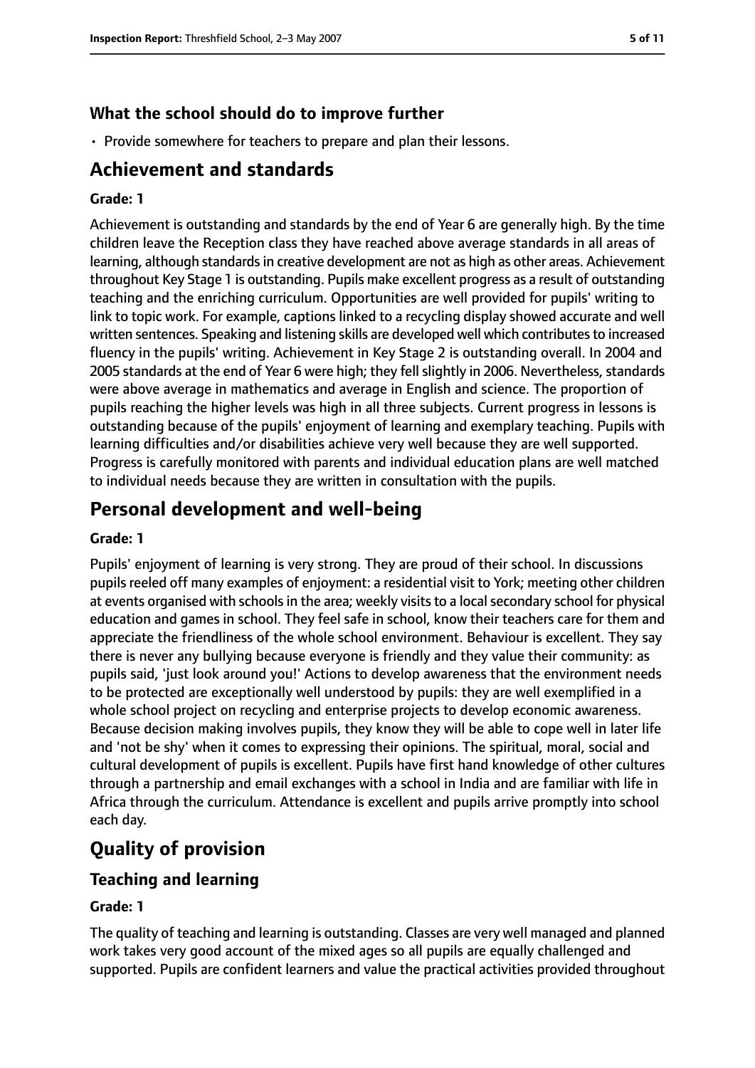### What the school should do to improve further

- Provide somewhere for teachers to prepare and plan their lessons.

## Achievement and standards

#### Grade: 1

Achievement is outstanding and standards by the end of Year 6 are generally high. By the time children leave the Reception class they have reached above average standards in all areas of learning, although standards in creative development are not as high as other areas. Achievement throughout Key Stage 1 is outstanding. Pupils make excellent progress as a result of outstanding teaching and the enriching curriculum. Opportunities are well provided for pupils' writing to link to topic work. For example, captions linked to a recycling display showed accurate and well written sentences. Speaking and listening skills are developed well which contributes to increased fluency in the pupils' writing. Achievement in Key Stage 2 is outstanding overall. In 2004 and 2005 standards at the end of Year 6 were high; they fell slightly in 2006. Nevertheless, standards were above average in mathematics and average in English and science. The proportion of pupils reaching the higher levels was high in all three subjects. Current progress in lessons is outstanding because of the pupils' enjoyment of learning and exemplary teaching. Pupils with learning difficulties and/or disabilities achieve very well because they are well supported. Progress is carefully monitored with parents and individual education plans are well matched to individual needs because they are written in consultation with the pupils.

## Personal development and well-being

#### Grade: 1

Pupils' enjoyment of learning is very strong. They are proud of their school. In discussions pupils reeled off many examples of enjoyment: a residential visit to York; meeting other children at events organised with schools in the area; weekly visits to a local secondary school for physical education and games in school. They feel safe in school, know their teachers care for them and appreciate the friendliness of the whole school environment. Behaviour is excellent. They say there is never any bullying because everyone is friendly and they value their community: as pupils said, 'just look around you!' Actions to develop awareness that the environment needs to be protected are exceptionally well understood by pupils: they are well exemplified in a whole school project on recycling and enterprise projects to develop economic awareness. Because decision making involves pupils, they know they will be able to cope well in later life and 'not be shy' when it comes to expressing their opinions. The spiritual, moral, social and cultural development of pupils is excellent. Pupils have first hand knowledge of other cultures through a partnership and email exchanges with a school in India and are familiar with life in Africa through the curriculum. Attendance is excellent and pupils arrive promptly into school each day.

## Quality of provision

### Teaching and learning

#### Grade: 1

The quality of teaching and learning is outstanding. Classes are very well managed and planned work takes very good account of the mixed ages so all pupils are equally challenged and supported. Pupils are confident learners and value the practical activities provided throughout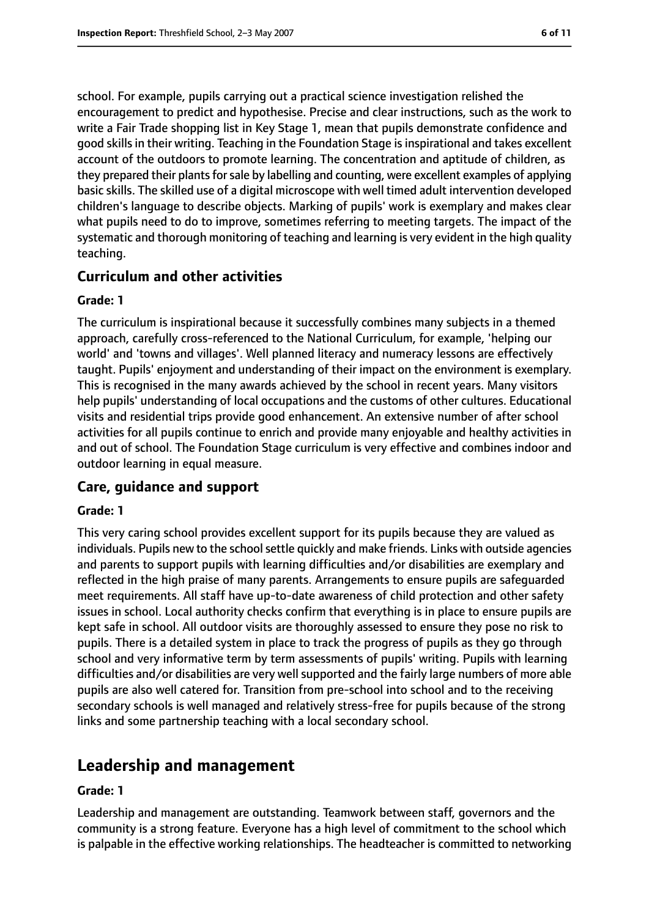school. For example, pupils carrying out a practical science investigation relished the encouragement to predict and hypothesise. Precise and clear instructions, such as the work to write a Fair Trade shopping list in Key Stage 1, mean that pupils demonstrate confidence and good skills in their writing. Teaching in the Foundation Stage is inspirational and takes excellent account of the outdoors to promote learning. The concentration and aptitude of children, as they prepared their plants for sale by labelling and counting, were excellent examples of applying basic skills. The skilled use of a digital microscope with well timed adult intervention developed children's language to describe objects. Marking of pupils' work is exemplary and makes clear what pupils need to do to improve, sometimes referring to meeting targets. The impact of the systematic and thorough monitoring of teaching and learning is very evident in the high quality teaching.

### Curriculum and other activities

#### Grade: 1

The curriculum is inspirational because it successfully combines many subjects in a themed approach, carefully cross-referenced to the National Curriculum, for example, 'helping our world' and 'towns and villages'. Well planned literacy and numeracy lessons are effectively taught. Pupils' enjoyment and understanding of their impact on the environment is exemplary. This is recognised in the many awards achieved by the school in recent years. Many visitors help pupils' understanding of local occupations and the customs of other cultures. Educational visits and residential trips provide good enhancement. An extensive number of after school activities for all pupils continue to enrich and provide many enjoyable and healthy activities in and out of school. The Foundation Stage curriculum is very effective and combines indoor and outdoor learning in equal measure.

### Care, guidance and support

#### Grade: 1

This very caring school provides excellent support for its pupils because they are valued as individuals. Pupils new to the school settle quickly and make friends. Links with outside agencies and parents to support pupils with learning difficulties and/or disabilities are exemplary and reflected in the high praise of many parents. Arrangements to ensure pupils are safeguarded meet requirements. All staff have up-to-date awareness of child protection and other safety issues in school. Local authority checks confirm that everything is in place to ensure pupils are kept safe in school. All outdoor visits are thoroughly assessed to ensure they pose no risk to pupils. There is a detailed system in place to track the progress of pupils as they go through school and very informative term by term assessments of pupils' writing. Pupils with learning difficulties and/or disabilities are very well supported and the fairly large numbers of more able pupils are also well catered for. Transition from pre-school into school and to the receiving secondary schools is well managed and relatively stress-free for pupils because of the strong links and some partnership teaching with a local secondary school.

## Leadership and management

#### Grade: 1

Leadership and management are outstanding. Teamwork between staff, governors and the community is a strong feature. Everyone has a high level of commitment to the school which is palpable in the effective working relationships. The headteacher is committed to networking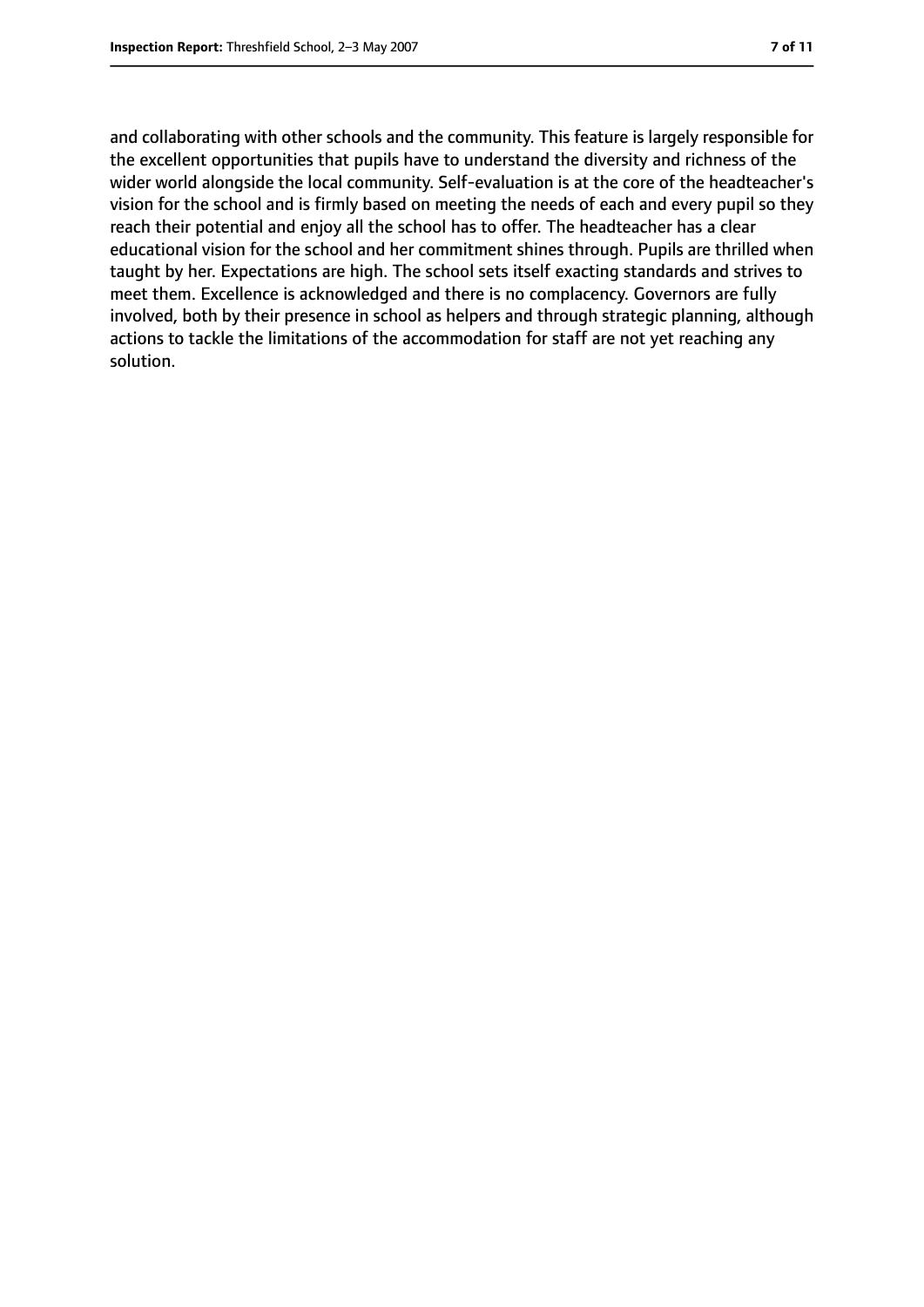and collaborating with other schools and the community. This feature is largely responsible for the excellent opportunities that pupils have to understand the diversity and richness of the wider world alongside the local community. Self-evaluation is at the core of the headteacher's vision for the school and is firmly based on meeting the needs of each and every pupil so they reach their potential and enjoy all the school has to offer. The headteacher has a clear educational vision for the school and her commitment shines through. Pupils are thrilled when taught by her. Expectations are high. The school sets itself exacting standards and strives to meet them. Excellence is acknowledged and there is no complacency. Governors are fully involved, both by their presence in school as helpers and through strategic planning, although actions to tackle the limitations of the accommodation for staff are not yet reaching any solution.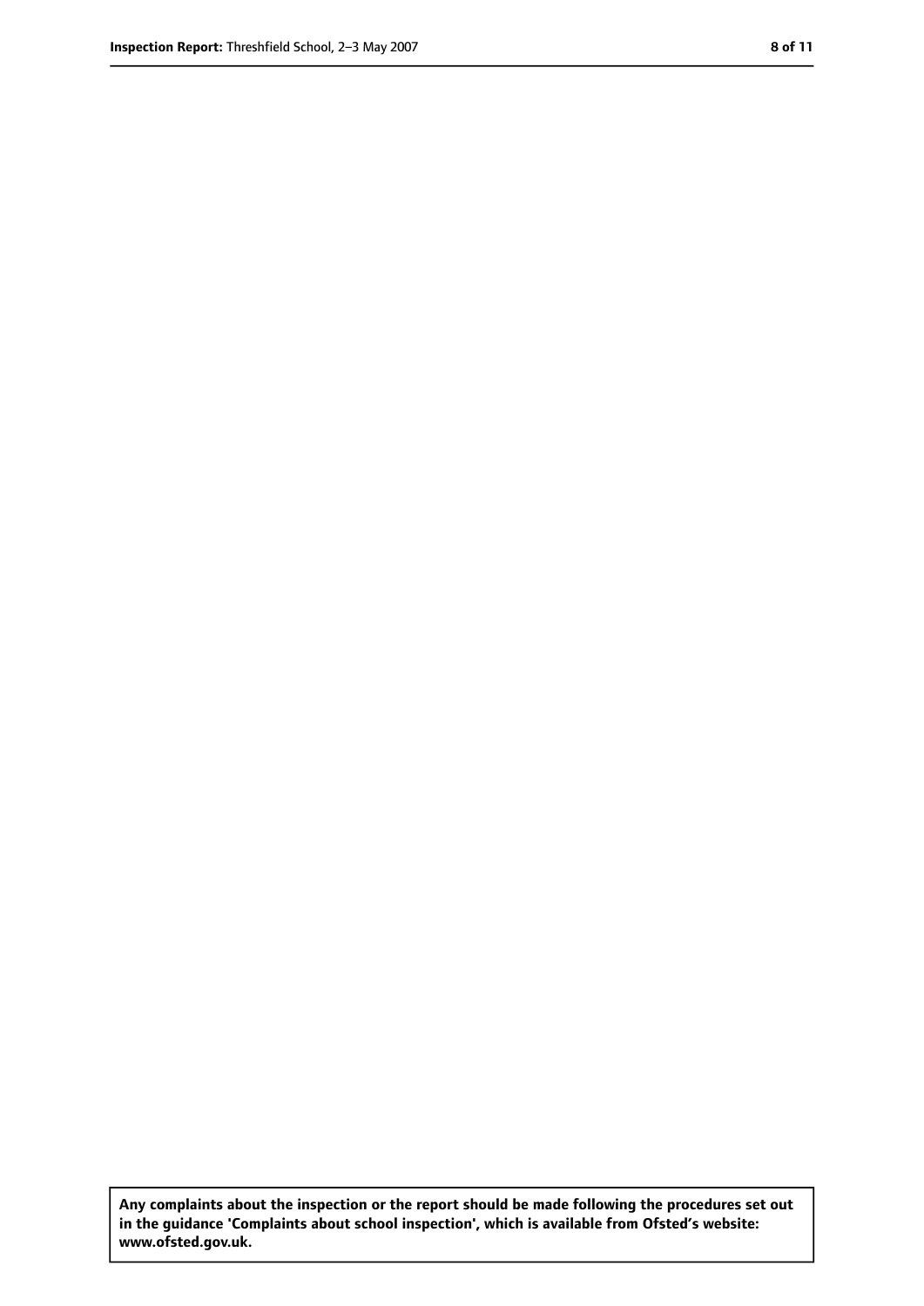**Any complaints about the inspection or the report should be made following the procedures set out in the guidance 'Complaints about school inspection', which is available from Ofsted's website: www.ofsted.gov.uk.**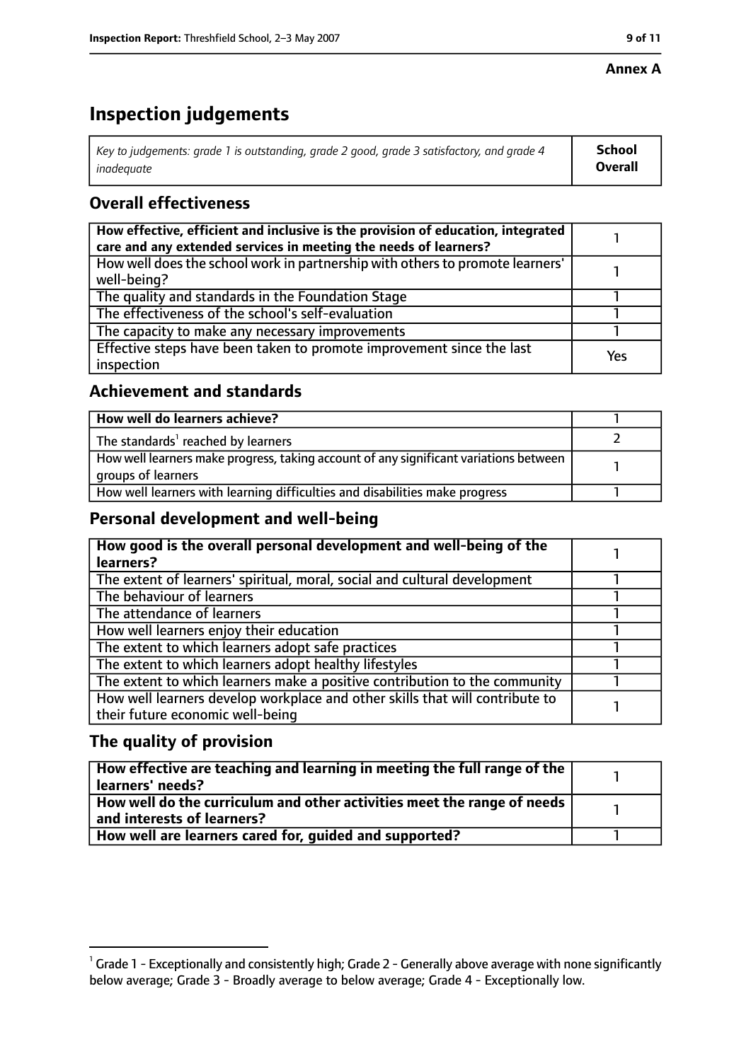**Annex A**

# Inspection judgements

| *Key to judgements: grade 1 is outstanding, grade 2 good, grade 3 satisfactory, and grade 4 inadequate* | **School Overall** |
|---|---|

## Overall effectiveness

| | |
|---|---|
| **How effective, efficient and inclusive is the provision of education, integrated care and any extended services in meeting the needs of learners?** | 1 |
| How well does the school work in partnership with others to promote learners' well-being? | 1 |
| The quality and standards in the Foundation Stage | 1 |
| The effectiveness of the school's self-evaluation | 1 |
| The capacity to make any necessary improvements | 1 |
| Effective steps have been taken to promote improvement since the last inspection | Yes |

## Achievement and standards

| | |
|---|---|
| **How well do learners achieve?** | 1 |
| The standards[1] reached by learners | 2 |
| How well learners make progress, taking account of any significant variations between groups of learners | 1 |
| How well learners with learning difficulties and disabilities make progress | 1 |

## Personal development and well-being

| | |
|---|---|
| **How good is the overall personal development and well-being of the learners?** | 1 |
| The extent of learners' spiritual, moral, social and cultural development | 1 |
| The behaviour of learners | 1 |
| The attendance of learners | 1 |
| How well learners enjoy their education | 1 |
| The extent to which learners adopt safe practices | 1 |
| The extent to which learners adopt healthy lifestyles | 1 |
| The extent to which learners make a positive contribution to the community | 1 |
| How well learners develop workplace and other skills that will contribute to their future economic well-being | 1 |

## The quality of provision

| | |
|---|---|
| **How effective are teaching and learning in meeting the full range of the learners' needs?** | 1 |
| **How well do the curriculum and other activities meet the range of needs and interests of learners?** | 1 |
| **How well are learners cared for, guided and supported?** | 1 |

[1] Grade 1 - Exceptionally and consistently high; Grade 2 - Generally above average with none significantly below average; Grade 3 - Broadly average to below average; Grade 4 - Exceptionally low.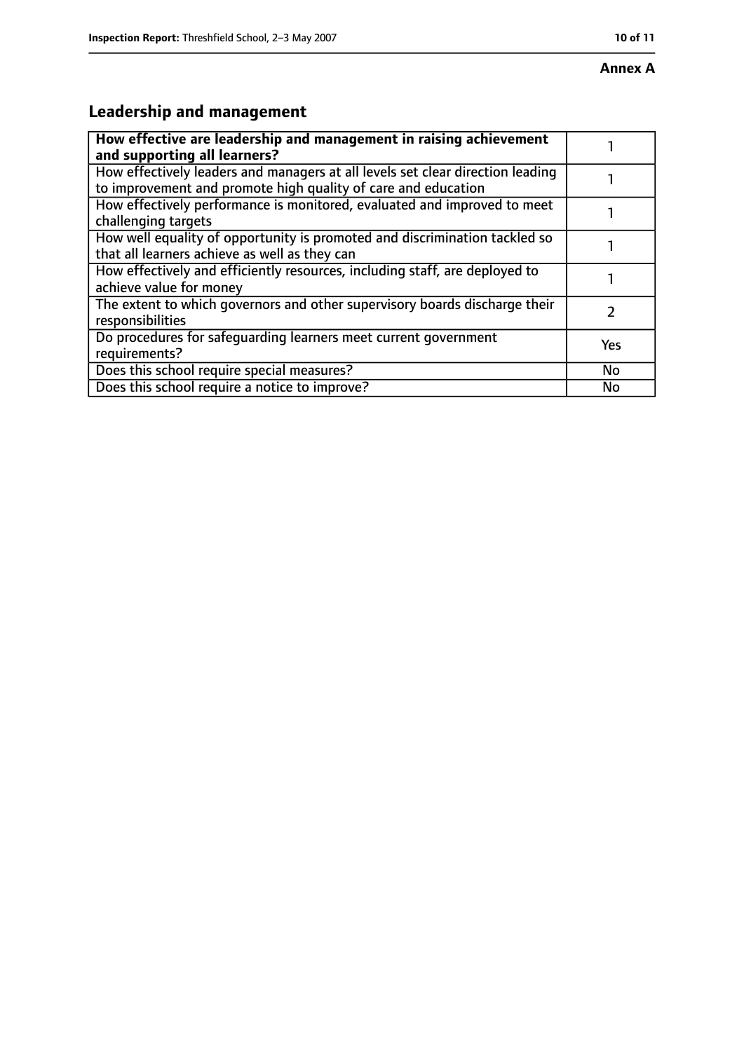**Annex A**

## Leadership and management

| **How effective are leadership and management in raising achievement and supporting all learners?** | 1 |
|---|---|
| How effectively leaders and managers at all levels set clear direction leading to improvement and promote high quality of care and education | 1 |
| How effectively performance is monitored, evaluated and improved to meet challenging targets | 1 |
| How well equality of opportunity is promoted and discrimination tackled so that all learners achieve as well as they can | 1 |
| How effectively and efficiently resources, including staff, are deployed to achieve value for money | 1 |
| The extent to which governors and other supervisory boards discharge their responsibilities | 2 |
| Do procedures for safeguarding learners meet current government requirements? | Yes |
| Does this school require special measures? | No |
| Does this school require a notice to improve? | No |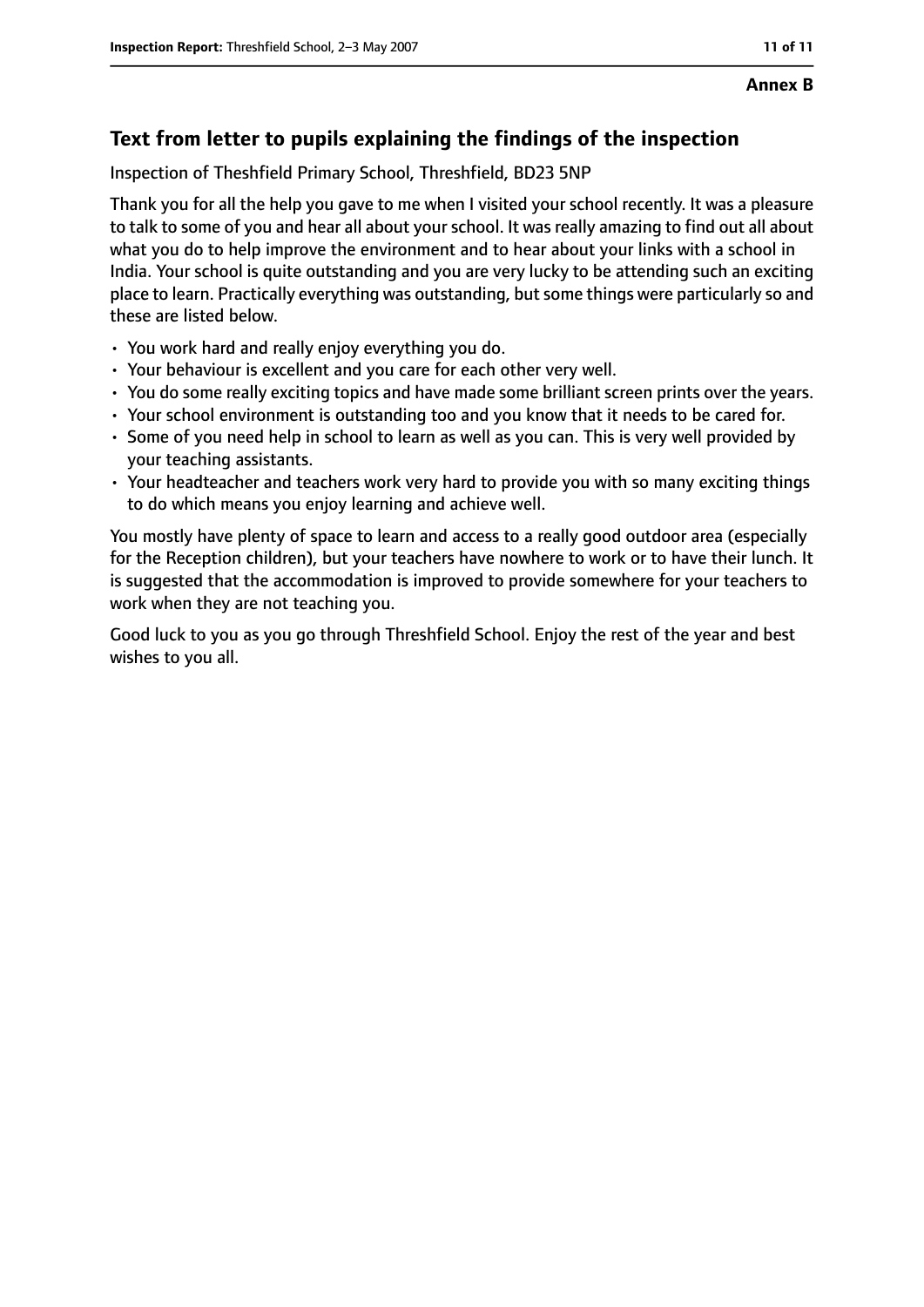**Annex B**

## Text from letter to pupils explaining the findings of the inspection

Inspection of Theshfield Primary School, Threshfield, BD23 5NP

Thank you for all the help you gave to me when I visited your school recently. It was a pleasure to talk to some of you and hear all about your school. It was really amazing to find out all about what you do to help improve the environment and to hear about your links with a school in India. Your school is quite outstanding and you are very lucky to be attending such an exciting place to learn. Practically everything was outstanding, but some things were particularly so and these are listed below.

- You work hard and really enjoy everything you do.
- Your behaviour is excellent and you care for each other very well.
- You do some really exciting topics and have made some brilliant screen prints over the years.
- Your school environment is outstanding too and you know that it needs to be cared for.
- Some of you need help in school to learn as well as you can. This is very well provided by your teaching assistants.
- Your headteacher and teachers work very hard to provide you with so many exciting things to do which means you enjoy learning and achieve well.

You mostly have plenty of space to learn and access to a really good outdoor area (especially for the Reception children), but your teachers have nowhere to work or to have their lunch. It is suggested that the accommodation is improved to provide somewhere for your teachers to work when they are not teaching you.

Good luck to you as you go through Threshfield School. Enjoy the rest of the year and best wishes to you all.